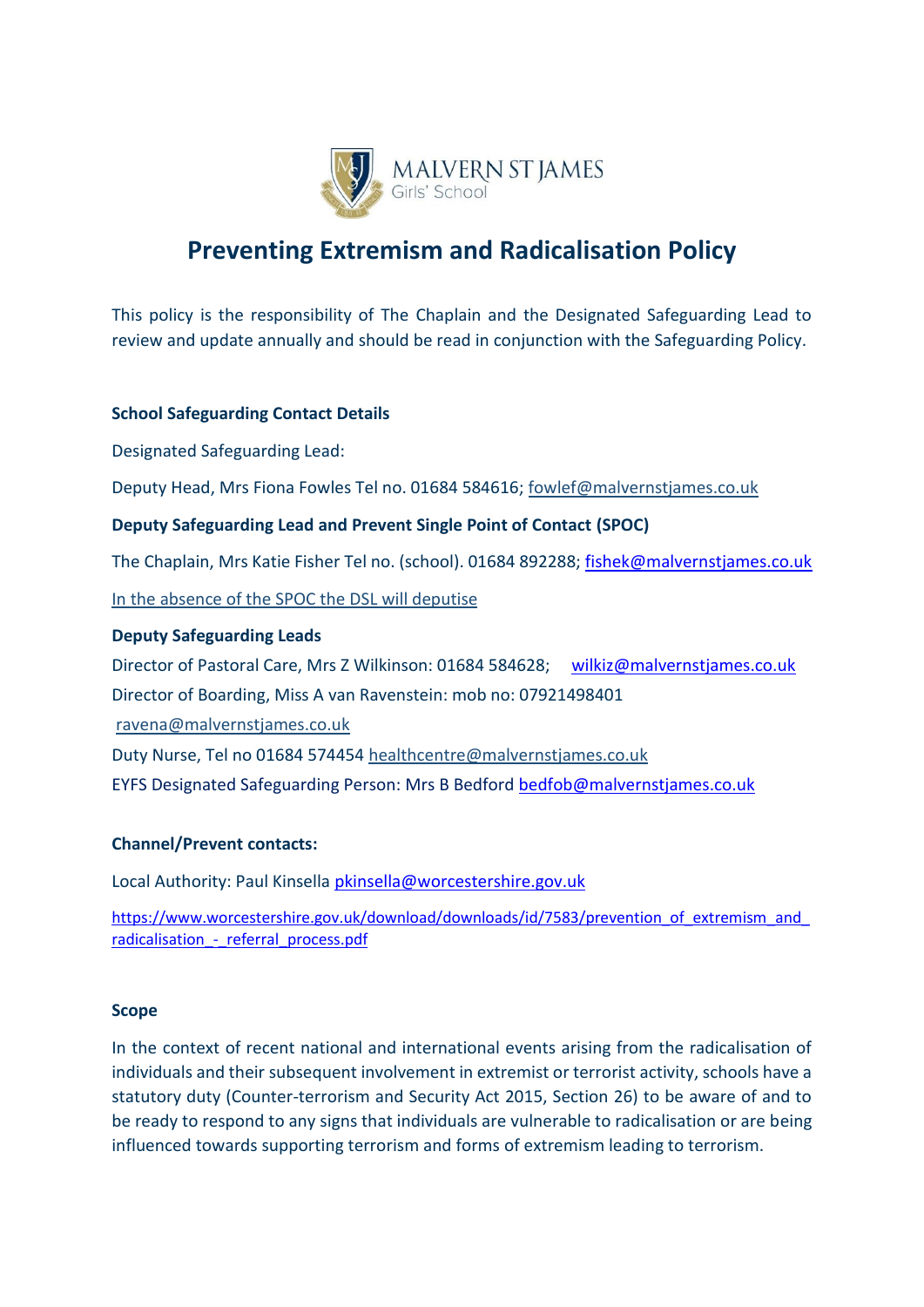MALVERN ST JAMES
Girls' School

# Preventing Extremism and Radicalisation Policy

This policy is the responsibility of The Chaplain and the Designated Safeguarding Lead to review and update annually and should be read in conjunction with the Safeguarding Policy.

**School Safeguarding Contact Details**

Designated Safeguarding Lead:

Deputy Head, Mrs Fiona Fowles Tel no. 01684 584616; fowlef@malvernstjames.co.uk

**Deputy Safeguarding Lead and Prevent Single Point of Contact (SPOC)**

The Chaplain, Mrs Katie Fisher Tel no. (school). 01684 892288; fishek@malvernstjames.co.uk

In the absence of the SPOC the DSL will deputise

**Deputy Safeguarding Leads**

Director of Pastoral Care, Mrs Z Wilkinson: 01684 584628; wilkiz@malvernstjames.co.uk
Director of Boarding, Miss A van Ravenstein: mob no: 07921498401
ravena@malvernstjames.co.uk
Duty Nurse, Tel no 01684 574454 healthcentre@malvernstjames.co.uk
EYFS Designated Safeguarding Person: Mrs B Bedford bedfob@malvernstjames.co.uk

**Channel/Prevent contacts:**

Local Authority: Paul Kinsella pkinsella@worcestershire.gov.uk

https://www.worcestershire.gov.uk/download/downloads/id/7583/prevention_of_extremism_and_radicalisation_-_referral_process.pdf

**Scope**

In the context of recent national and international events arising from the radicalisation of individuals and their subsequent involvement in extremist or terrorist activity, schools have a statutory duty (Counter-terrorism and Security Act 2015, Section 26) to be aware of and to be ready to respond to any signs that individuals are vulnerable to radicalisation or are being influenced towards supporting terrorism and forms of extremism leading to terrorism.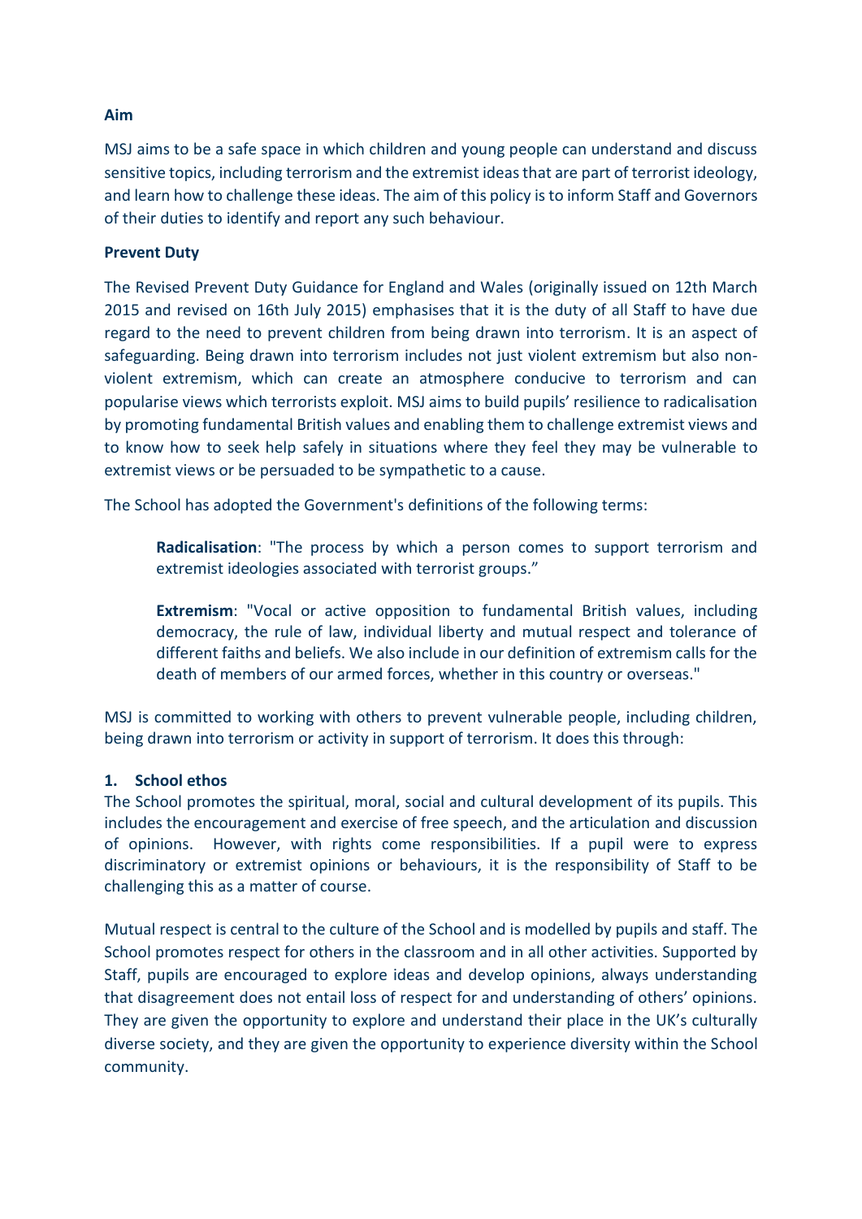**Aim**

MSJ aims to be a safe space in which children and young people can understand and discuss sensitive topics, including terrorism and the extremist ideas that are part of terrorist ideology, and learn how to challenge these ideas. The aim of this policy is to inform Staff and Governors of their duties to identify and report any such behaviour.

**Prevent Duty**

The Revised Prevent Duty Guidance for England and Wales (originally issued on 12th March 2015 and revised on 16th July 2015) emphasises that it is the duty of all Staff to have due regard to the need to prevent children from being drawn into terrorism. It is an aspect of safeguarding. Being drawn into terrorism includes not just violent extremism but also non-violent extremism, which can create an atmosphere conducive to terrorism and can popularise views which terrorists exploit. MSJ aims to build pupils' resilience to radicalisation by promoting fundamental British values and enabling them to challenge extremist views and to know how to seek help safely in situations where they feel they may be vulnerable to extremist views or be persuaded to be sympathetic to a cause.

The School has adopted the Government's definitions of the following terms:

> **Radicalisation**: "The process by which a person comes to support terrorism and extremist ideologies associated with terrorist groups."
>
> **Extremism**: "Vocal or active opposition to fundamental British values, including democracy, the rule of law, individual liberty and mutual respect and tolerance of different faiths and beliefs. We also include in our definition of extremism calls for the death of members of our armed forces, whether in this country or overseas."

MSJ is committed to working with others to prevent vulnerable people, including children, being drawn into terrorism or activity in support of terrorism. It does this through:

**1. School ethos**

The School promotes the spiritual, moral, social and cultural development of its pupils. This includes the encouragement and exercise of free speech, and the articulation and discussion of opinions. However, with rights come responsibilities. If a pupil were to express discriminatory or extremist opinions or behaviours, it is the responsibility of Staff to be challenging this as a matter of course.

Mutual respect is central to the culture of the School and is modelled by pupils and staff. The School promotes respect for others in the classroom and in all other activities. Supported by Staff, pupils are encouraged to explore ideas and develop opinions, always understanding that disagreement does not entail loss of respect for and understanding of others' opinions. They are given the opportunity to explore and understand their place in the UK's culturally diverse society, and they are given the opportunity to experience diversity within the School community.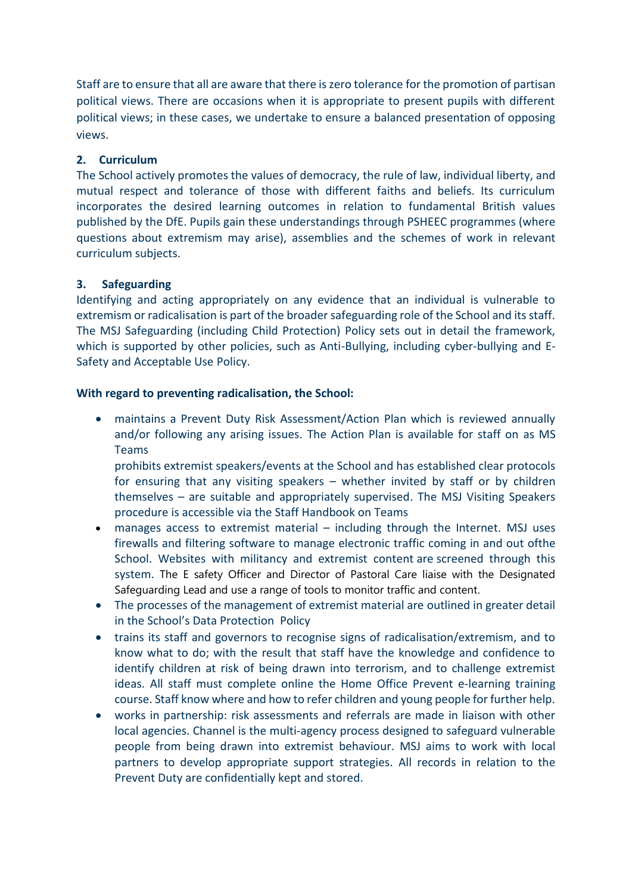Staff are to ensure that all are aware that there is zero tolerance for the promotion of partisan political views. There are occasions when it is appropriate to present pupils with different political views; in these cases, we undertake to ensure a balanced presentation of opposing views.

## 2. Curriculum

The School actively promotes the values of democracy, the rule of law, individual liberty, and mutual respect and tolerance of those with different faiths and beliefs. Its curriculum incorporates the desired learning outcomes in relation to fundamental British values published by the DfE. Pupils gain these understandings through PSHEEC programmes (where questions about extremism may arise), assemblies and the schemes of work in relevant curriculum subjects.

## 3. Safeguarding

Identifying and acting appropriately on any evidence that an individual is vulnerable to extremism or radicalisation is part of the broader safeguarding role of the School and its staff. The MSJ Safeguarding (including Child Protection) Policy sets out in detail the framework, which is supported by other policies, such as Anti-Bullying, including cyber-bullying and E-Safety and Acceptable Use Policy.

**With regard to preventing radicalisation, the School:**

- maintains a Prevent Duty Risk Assessment/Action Plan which is reviewed annually and/or following any arising issues. The Action Plan is available for staff on as MS Teams
  prohibits extremist speakers/events at the School and has established clear protocols for ensuring that any visiting speakers – whether invited by staff or by children themselves – are suitable and appropriately supervised. The MSJ Visiting Speakers procedure is accessible via the Staff Handbook on Teams
- manages access to extremist material – including through the Internet. MSJ uses firewalls and filtering software to manage electronic traffic coming in and out ofthe School. Websites with militancy and extremist content are screened through this system. The E safety Officer and Director of Pastoral Care liaise with the Designated Safeguarding Lead and use a range of tools to monitor traffic and content.
- The processes of the management of extremist material are outlined in greater detail in the School's Data Protection Policy
- trains its staff and governors to recognise signs of radicalisation/extremism, and to know what to do; with the result that staff have the knowledge and confidence to identify children at risk of being drawn into terrorism, and to challenge extremist ideas. All staff must complete online the Home Office Prevent e-learning training course. Staff know where and how to refer children and young people for further help.
- works in partnership: risk assessments and referrals are made in liaison with other local agencies. Channel is the multi-agency process designed to safeguard vulnerable people from being drawn into extremist behaviour. MSJ aims to work with local partners to develop appropriate support strategies. All records in relation to the Prevent Duty are confidentially kept and stored.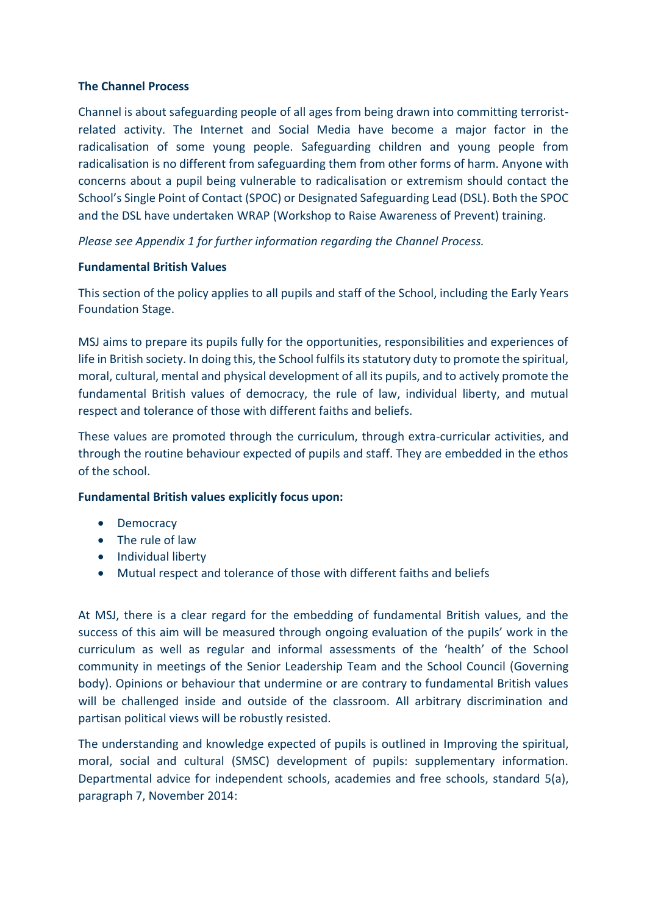**The Channel Process**

Channel is about safeguarding people of all ages from being drawn into committing terrorist-related activity. The Internet and Social Media have become a major factor in the radicalisation of some young people. Safeguarding children and young people from radicalisation is no different from safeguarding them from other forms of harm. Anyone with concerns about a pupil being vulnerable to radicalisation or extremism should contact the School's Single Point of Contact (SPOC) or Designated Safeguarding Lead (DSL). Both the SPOC and the DSL have undertaken WRAP (Workshop to Raise Awareness of Prevent) training.

*Please see Appendix 1 for further information regarding the Channel Process.*

**Fundamental British Values**

This section of the policy applies to all pupils and staff of the School, including the Early Years Foundation Stage.

MSJ aims to prepare its pupils fully for the opportunities, responsibilities and experiences of life in British society. In doing this, the School fulfils its statutory duty to promote the spiritual, moral, cultural, mental and physical development of all its pupils, and to actively promote the fundamental British values of democracy, the rule of law, individual liberty, and mutual respect and tolerance of those with different faiths and beliefs.

These values are promoted through the curriculum, through extra-curricular activities, and through the routine behaviour expected of pupils and staff. They are embedded in the ethos of the school.

**Fundamental British values explicitly focus upon:**

- Democracy
- The rule of law
- Individual liberty
- Mutual respect and tolerance of those with different faiths and beliefs

At MSJ, there is a clear regard for the embedding of fundamental British values, and the success of this aim will be measured through ongoing evaluation of the pupils' work in the curriculum as well as regular and informal assessments of the 'health' of the School community in meetings of the Senior Leadership Team and the School Council (Governing body). Opinions or behaviour that undermine or are contrary to fundamental British values will be challenged inside and outside of the classroom. All arbitrary discrimination and partisan political views will be robustly resisted.

The understanding and knowledge expected of pupils is outlined in Improving the spiritual, moral, social and cultural (SMSC) development of pupils: supplementary information. Departmental advice for independent schools, academies and free schools, standard 5(a), paragraph 7, November 2014: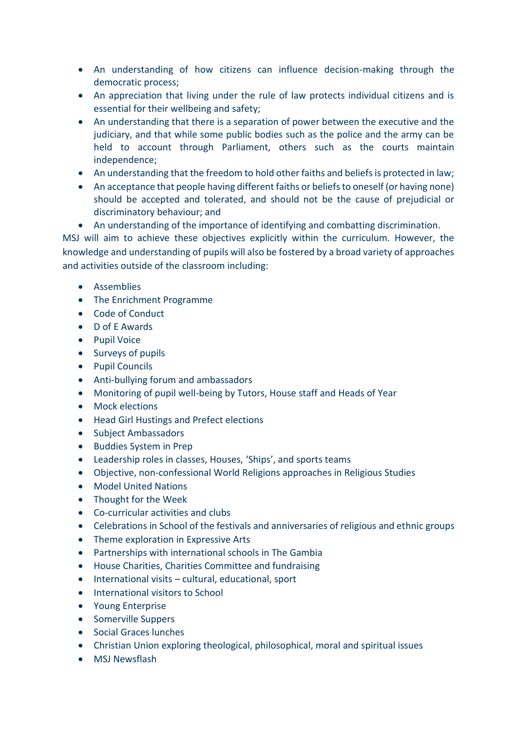- An understanding of how citizens can influence decision-making through the democratic process;
- An appreciation that living under the rule of law protects individual citizens and is essential for their wellbeing and safety;
- An understanding that there is a separation of power between the executive and the judiciary, and that while some public bodies such as the police and the army can be held to account through Parliament, others such as the courts maintain independence;
- An understanding that the freedom to hold other faiths and beliefs is protected in law;
- An acceptance that people having different faiths or beliefs to oneself (or having none) should be accepted and tolerated, and should not be the cause of prejudicial or discriminatory behaviour; and
- An understanding of the importance of identifying and combatting discrimination.

MSJ will aim to achieve these objectives explicitly within the curriculum. However, the knowledge and understanding of pupils will also be fostered by a broad variety of approaches and activities outside of the classroom including:

- Assemblies
- The Enrichment Programme
- Code of Conduct
- D of E Awards
- Pupil Voice
- Surveys of pupils
- Pupil Councils
- Anti-bullying forum and ambassadors
- Monitoring of pupil well-being by Tutors, House staff and Heads of Year
- Mock elections
- Head Girl Hustings and Prefect elections
- Subject Ambassadors
- Buddies System in Prep
- Leadership roles in classes, Houses, 'Ships', and sports teams
- Objective, non-confessional World Religions approaches in Religious Studies
- Model United Nations
- Thought for the Week
- Co-curricular activities and clubs
- Celebrations in School of the festivals and anniversaries of religious and ethnic groups
- Theme exploration in Expressive Arts
- Partnerships with international schools in The Gambia
- House Charities, Charities Committee and fundraising
- International visits – cultural, educational, sport
- International visitors to School
- Young Enterprise
- Somerville Suppers
- Social Graces lunches
- Christian Union exploring theological, philosophical, moral and spiritual issues
- MSJ Newsflash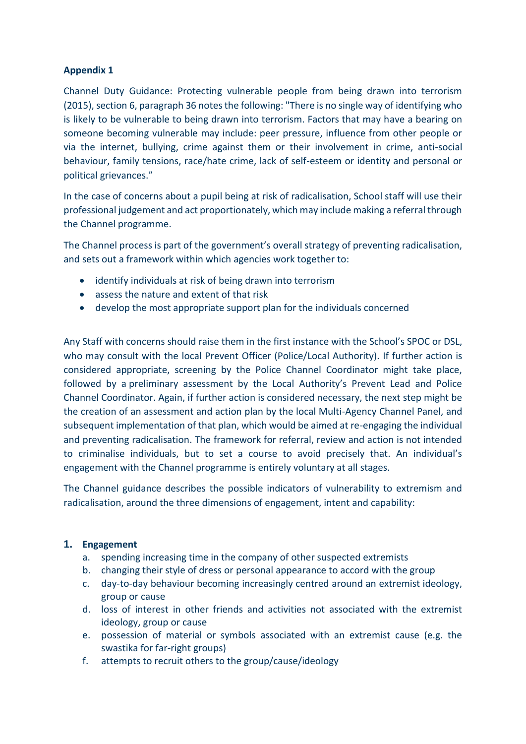**Appendix 1**

Channel Duty Guidance: Protecting vulnerable people from being drawn into terrorism (2015), section 6, paragraph 36 notes the following: "There is no single way of identifying who is likely to be vulnerable to being drawn into terrorism. Factors that may have a bearing on someone becoming vulnerable may include: peer pressure, influence from other people or via the internet, bullying, crime against them or their involvement in crime, anti-social behaviour, family tensions, race/hate crime, lack of self-esteem or identity and personal or political grievances."

In the case of concerns about a pupil being at risk of radicalisation, School staff will use their professional judgement and act proportionately, which may include making a referral through the Channel programme.

The Channel process is part of the government's overall strategy of preventing radicalisation, and sets out a framework within which agencies work together to:

- identify individuals at risk of being drawn into terrorism
- assess the nature and extent of that risk
- develop the most appropriate support plan for the individuals concerned

Any Staff with concerns should raise them in the first instance with the School's SPOC or DSL, who may consult with the local Prevent Officer (Police/Local Authority). If further action is considered appropriate, screening by the Police Channel Coordinator might take place, followed by a preliminary assessment by the Local Authority's Prevent Lead and Police Channel Coordinator. Again, if further action is considered necessary, the next step might be the creation of an assessment and action plan by the local Multi-Agency Channel Panel, and subsequent implementation of that plan, which would be aimed at re-engaging the individual and preventing radicalisation. The framework for referral, review and action is not intended to criminalise individuals, but to set a course to avoid precisely that. An individual's engagement with the Channel programme is entirely voluntary at all stages.

The Channel guidance describes the possible indicators of vulnerability to extremism and radicalisation, around the three dimensions of engagement, intent and capability:

1. **Engagement**
   a. spending increasing time in the company of other suspected extremists
   b. changing their style of dress or personal appearance to accord with the group
   c. day-to-day behaviour becoming increasingly centred around an extremist ideology, group or cause
   d. loss of interest in other friends and activities not associated with the extremist ideology, group or cause
   e. possession of material or symbols associated with an extremist cause (e.g. the swastika for far-right groups)
   f. attempts to recruit others to the group/cause/ideology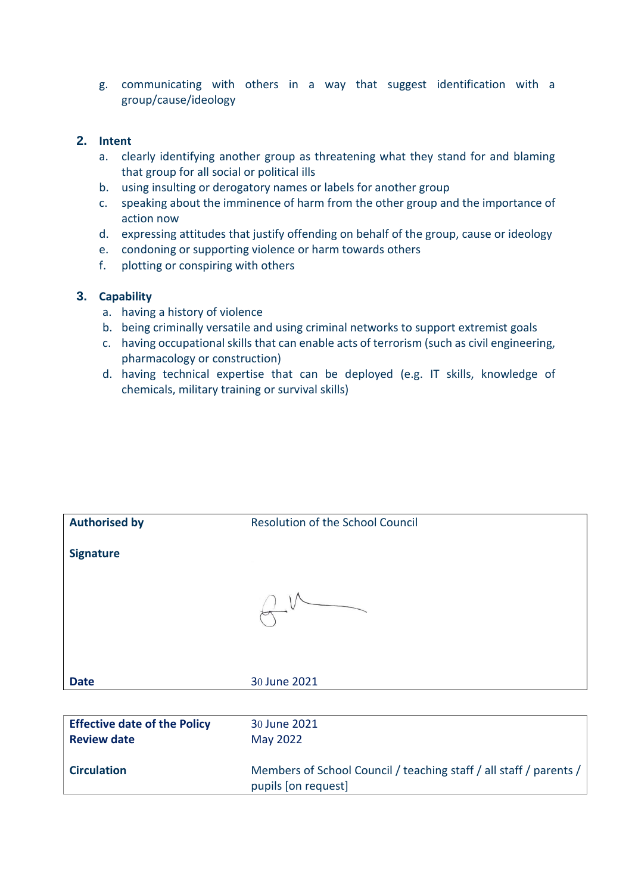g. communicating with others in a way that suggest identification with a group/cause/ideology

**2. Intent**

a. clearly identifying another group as threatening what they stand for and blaming that group for all social or political ills
b. using insulting or derogatory names or labels for another group
c. speaking about the imminence of harm from the other group and the importance of action now
d. expressing attitudes that justify offending on behalf of the group, cause or ideology
e. condoning or supporting violence or harm towards others
f. plotting or conspiring with others

**3. Capability**

a. having a history of violence
b. being criminally versatile and using criminal networks to support extremist goals
c. having occupational skills that can enable acts of terrorism (such as civil engineering, pharmacology or construction)
d. having technical expertise that can be deployed (e.g. IT skills, knowledge of chemicals, military training or survival skills)

| | |
|---|---|
| **Authorised by** | Resolution of the School Council |
| **Signature** | |
| **Date** | 30 June 2021 |

| | |
|---|---|
| **Effective date of the Policy** | 30 June 2021 |
| **Review date** | May 2022 |
| **Circulation** | Members of School Council / teaching staff / all staff / parents / pupils [on request] |